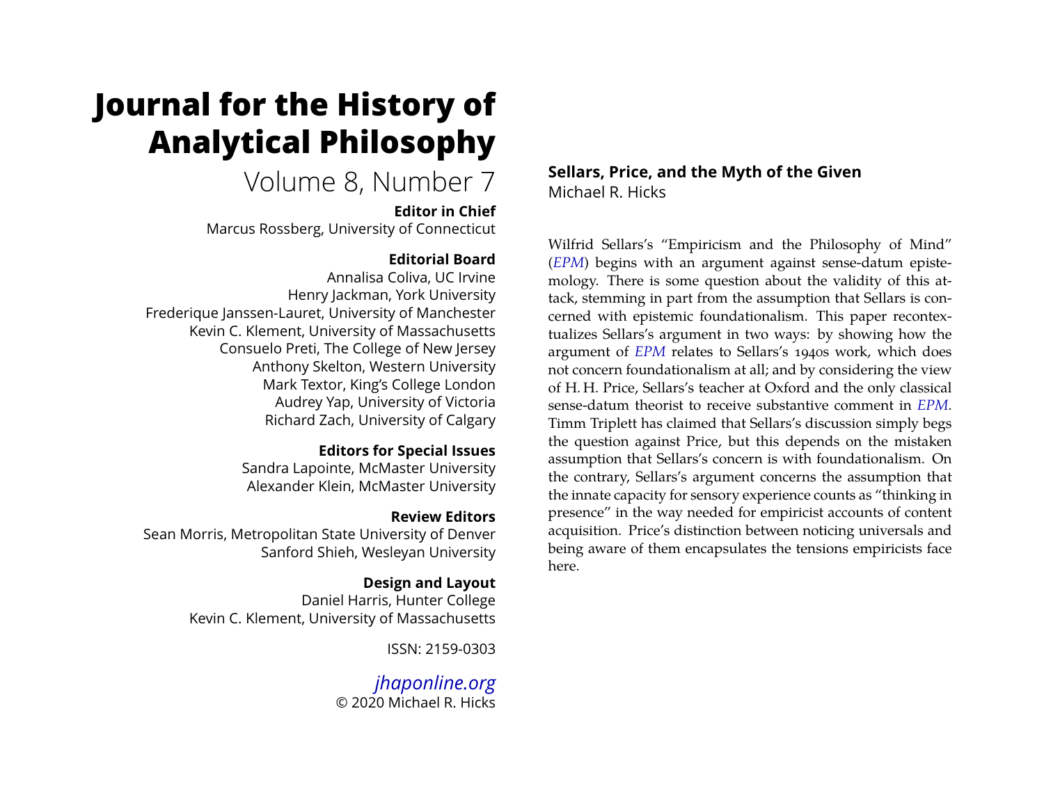# Journal for the History of Analytical Philosophy

Volume 8, Number 7

**Editor in Chief**
Marcus Rossberg, University of Connecticut

**Editorial Board**
Annalisa Coliva, UC Irvine
Henry Jackman, York University
Frederique Janssen-Lauret, University of Manchester
Kevin C. Klement, University of Massachusetts
Consuelo Preti, The College of New Jersey
Anthony Skelton, Western University
Mark Textor, King's College London
Audrey Yap, University of Victoria
Richard Zach, University of Calgary

**Editors for Special Issues**
Sandra Lapointe, McMaster University
Alexander Klein, McMaster University

**Review Editors**
Sean Morris, Metropolitan State University of Denver
Sanford Shieh, Wesleyan University

**Design and Layout**
Daniel Harris, Hunter College
Kevin C. Klement, University of Massachusetts

ISSN: 2159-0303

*jhaponline.org*
© 2020 Michael R. Hicks

## Sellars, Price, and the Myth of the Given

Michael R. Hicks

Wilfrid Sellars's "Empiricism and the Philosophy of Mind" (*EPM*) begins with an argument against sense-datum epistemology. There is some question about the validity of this attack, stemming in part from the assumption that Sellars is concerned with epistemic foundationalism. This paper recontextualizes Sellars's argument in two ways: by showing how the argument of *EPM* relates to Sellars's 1940s work, which does not concern foundationalism at all; and by considering the view of H. H. Price, Sellars's teacher at Oxford and the only classical sense-datum theorist to receive substantive comment in *EPM*. Timm Triplett has claimed that Sellars's discussion simply begs the question against Price, but this depends on the mistaken assumption that Sellars's concern is with foundationalism. On the contrary, Sellars's argument concerns the assumption that the innate capacity for sensory experience counts as "thinking in presence" in the way needed for empiricist accounts of content acquisition. Price's distinction between noticing universals and being aware of them encapsulates the tensions empiricists face here.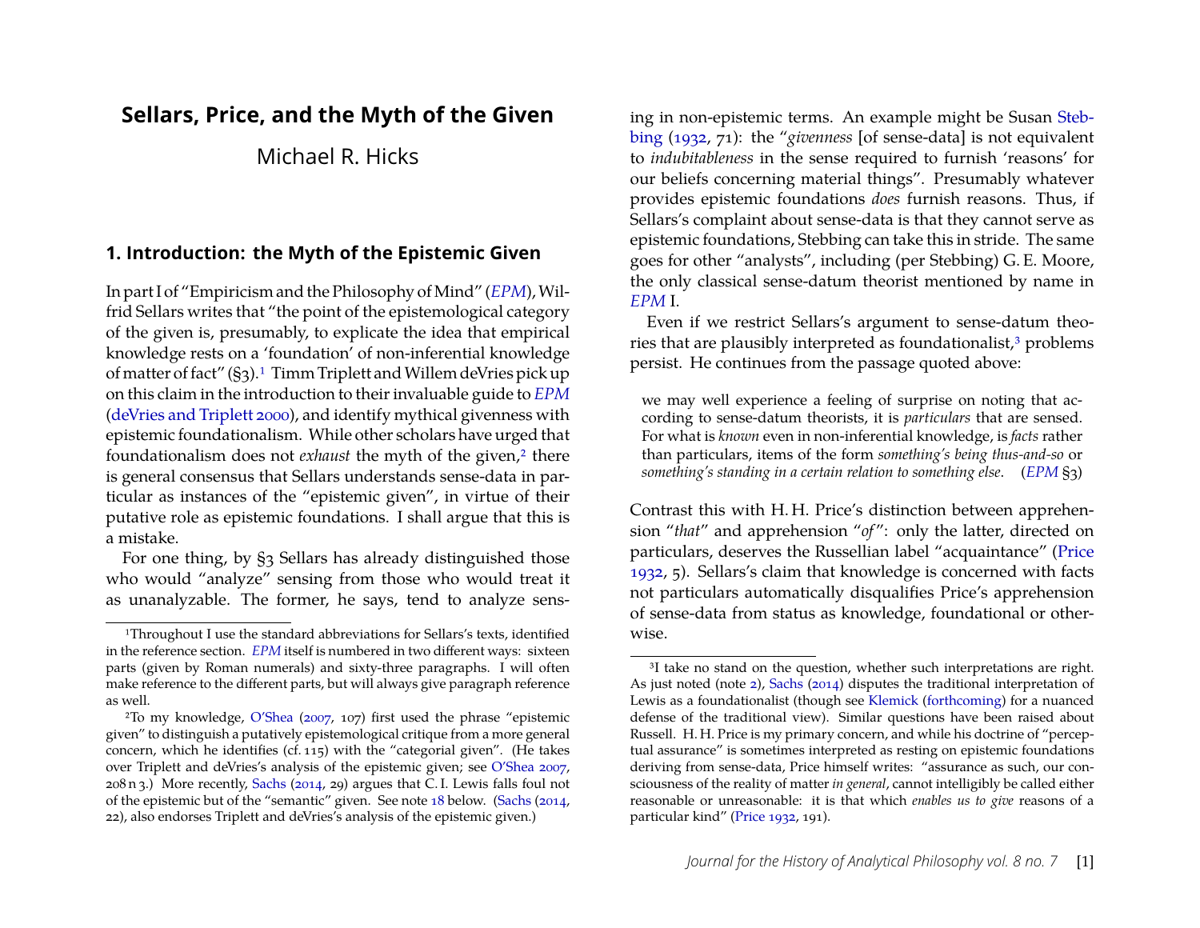# Sellars, Price, and the Myth of the Given

Michael R. Hicks

## 1. Introduction: the Myth of the Epistemic Given

In part I of "Empiricism and the Philosophy of Mind" (*EPM*), Wilfrid Sellars writes that "the point of the epistemological category of the given is, presumably, to explicate the idea that empirical knowledge rests on a 'foundation' of non-inferential knowledge of matter of fact" (§3).[1] Timm Triplett and Willem deVries pick up on this claim in the introduction to their invaluable guide to *EPM* (deVries and Triplett 2000), and identify mythical givenness with epistemic foundationalism. While other scholars have urged that foundationalism does not *exhaust* the myth of the given,[2] there is general consensus that Sellars understands sense-data in particular as instances of the "epistemic given", in virtue of their putative role as epistemic foundations. I shall argue that this is a mistake.

For one thing, by §3 Sellars has already distinguished those who would "analyze" sensing from those who would treat it as unanalyzable. The former, he says, tend to analyze sensing in non-epistemic terms. An example might be Susan Stebbing (1932, 71): the "*givenness* [of sense-data] is not equivalent to *indubitableness* in the sense required to furnish 'reasons' for our beliefs concerning material things". Presumably whatever provides epistemic foundations *does* furnish reasons. Thus, if Sellars's complaint about sense-data is that they cannot serve as epistemic foundations, Stebbing can take this in stride. The same goes for other "analysts", including (per Stebbing) G. E. Moore, the only classical sense-datum theorist mentioned by name in *EPM* I.

Even if we restrict Sellars's argument to sense-datum theories that are plausibly interpreted as foundationalist,[3] problems persist. He continues from the passage quoted above:

> we may well experience a feeling of surprise on noting that according to sense-datum theorists, it is *particulars* that are sensed. For what is *known* even in non-inferential knowledge, is *facts* rather than particulars, items of the form *something's being thus-and-so* or *something's standing in a certain relation to something else*. (*EPM* §3)

Contrast this with H. H. Price's distinction between apprehension "*that*" and apprehension "*of*": only the latter, directed on particulars, deserves the Russellian label "acquaintance" (Price 1932, 5). Sellars's claim that knowledge is concerned with facts not particulars automatically disqualifies Price's apprehension of sense-data from status as knowledge, foundational or otherwise.

---

[1] Throughout I use the standard abbreviations for Sellars's texts, identified in the reference section. *EPM* itself is numbered in two different ways: sixteen parts (given by Roman numerals) and sixty-three paragraphs. I will often make reference to the different parts, but will always give paragraph reference as well.

[2] To my knowledge, O'Shea (2007, 107) first used the phrase "epistemic given" to distinguish a putatively epistemological critique from a more general concern, which he identifies (cf. 115) with the "categorial given". (He takes over Triplett and deVries's analysis of the epistemic given; see O'Shea 2007, 208 n 3.) More recently, Sachs (2014, 29) argues that C. I. Lewis falls foul not of the epistemic but of the "semantic" given. See note 18 below. (Sachs (2014, 22), also endorses Triplett and deVries's analysis of the epistemic given.)

[3] I take no stand on the question, whether such interpretations are right. As just noted (note 2), Sachs (2014) disputes the traditional interpretation of Lewis as a foundationalist (though see Klemick (forthcoming) for a nuanced defense of the traditional view). Similar questions have been raised about Russell. H. H. Price is my primary concern, and while his doctrine of "perceptual assurance" is sometimes interpreted as resting on epistemic foundations deriving from sense-data, Price himself writes: "assurance as such, our consciousness of the reality of matter *in general*, cannot intelligibly be called either reasonable or unreasonable: it is that which *enables us to give* reasons of a particular kind" (Price 1932, 191).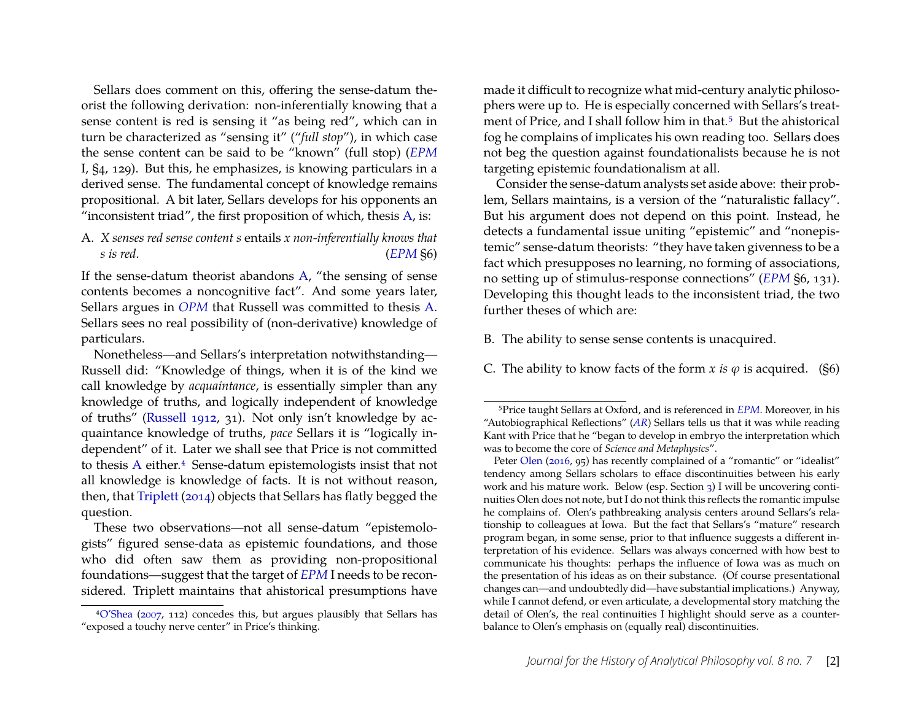Sellars does comment on this, offering the sense-datum theorist the following derivation: non-inferentially knowing that a sense content is red is sensing it "as being red", which can in turn be characterized as "sensing it" ("*full stop*"), in which case the sense content can be said to be "known" (full stop) (*EPM* I, §4, 129). But this, he emphasizes, is knowing particulars in a derived sense. The fundamental concept of knowledge remains propositional. A bit later, Sellars develops for his opponents an "inconsistent triad", the first proposition of which, thesis A, is:

A. *X senses red sense content s* entails *x non-inferentially knows that s is red*. (*EPM* §6)

If the sense-datum theorist abandons A, "the sensing of sense contents becomes a noncognitive fact". And some years later, Sellars argues in *OPM* that Russell was committed to thesis A. Sellars sees no real possibility of (non-derivative) knowledge of particulars.

Nonetheless—and Sellars's interpretation notwithstanding—Russell did: "Knowledge of things, when it is of the kind we call knowledge by *acquaintance*, is essentially simpler than any knowledge of truths, and logically independent of knowledge of truths" (Russell 1912, 31). Not only isn't knowledge by acquaintance knowledge of truths, *pace* Sellars it is "logically independent" of it. Later we shall see that Price is not committed to thesis A either.[4] Sense-datum epistemologists insist that not all knowledge is knowledge of facts. It is not without reason, then, that Triplett (2014) objects that Sellars has flatly begged the question.

These two observations—not all sense-datum "epistemologists" figured sense-data as epistemic foundations, and those who did often saw them as providing non-propositional foundations—suggest that the target of *EPM* I needs to be reconsidered. Triplett maintains that ahistorical presumptions have made it difficult to recognize what mid-century analytic philosophers were up to. He is especially concerned with Sellars's treatment of Price, and I shall follow him in that.[5] But the ahistorical fog he complains of implicates his own reading too. Sellars does not beg the question against foundationalists because he is not targeting epistemic foundationalism at all.

Consider the sense-datum analysts set aside above: their problem, Sellars maintains, is a version of the "naturalistic fallacy". But his argument does not depend on this point. Instead, he detects a fundamental issue uniting "epistemic" and "nonepistemic" sense-datum theorists: "they have taken givenness to be a fact which presupposes no learning, no forming of associations, no setting up of stimulus-response connections" (*EPM* §6, 131). Developing this thought leads to the inconsistent triad, the two further theses of which are:

B. The ability to sense sense contents is unacquired.

C. The ability to know facts of the form *x is* $\varphi$ is acquired. (§6)

---

[4] O'Shea (2007, 112) concedes this, but argues plausibly that Sellars has "exposed a touchy nerve center" in Price's thinking.

[5] Price taught Sellars at Oxford, and is referenced in *EPM*. Moreover, in his "Autobiographical Reflections" (*AR*) Sellars tells us that it was while reading Kant with Price that he "began to develop in embryo the interpretation which was to become the core of *Science and Metaphysics*".

Peter Olen (2016, 95) has recently complained of a "romantic" or "idealist" tendency among Sellars scholars to efface discontinuities between his early work and his mature work. Below (esp. Section 3) I will be uncovering continuities Olen does not note, but I do not think this reflects the romantic impulse he complains of. Olen's pathbreaking analysis centers around Sellars's relationship to colleagues at Iowa. But the fact that Sellars's "mature" research program began, in some sense, prior to that influence suggests a different interpretation of his evidence. Sellars was always concerned with how best to communicate his thoughts: perhaps the influence of Iowa was as much on the presentation of his ideas as on their substance. (Of course presentational changes can—and undoubtedly did—have substantial implications.) Anyway, while I cannot defend, or even articulate, a developmental story matching the detail of Olen's, the real continuities I highlight should serve as a counterbalance to Olen's emphasis on (equally real) discontinuities.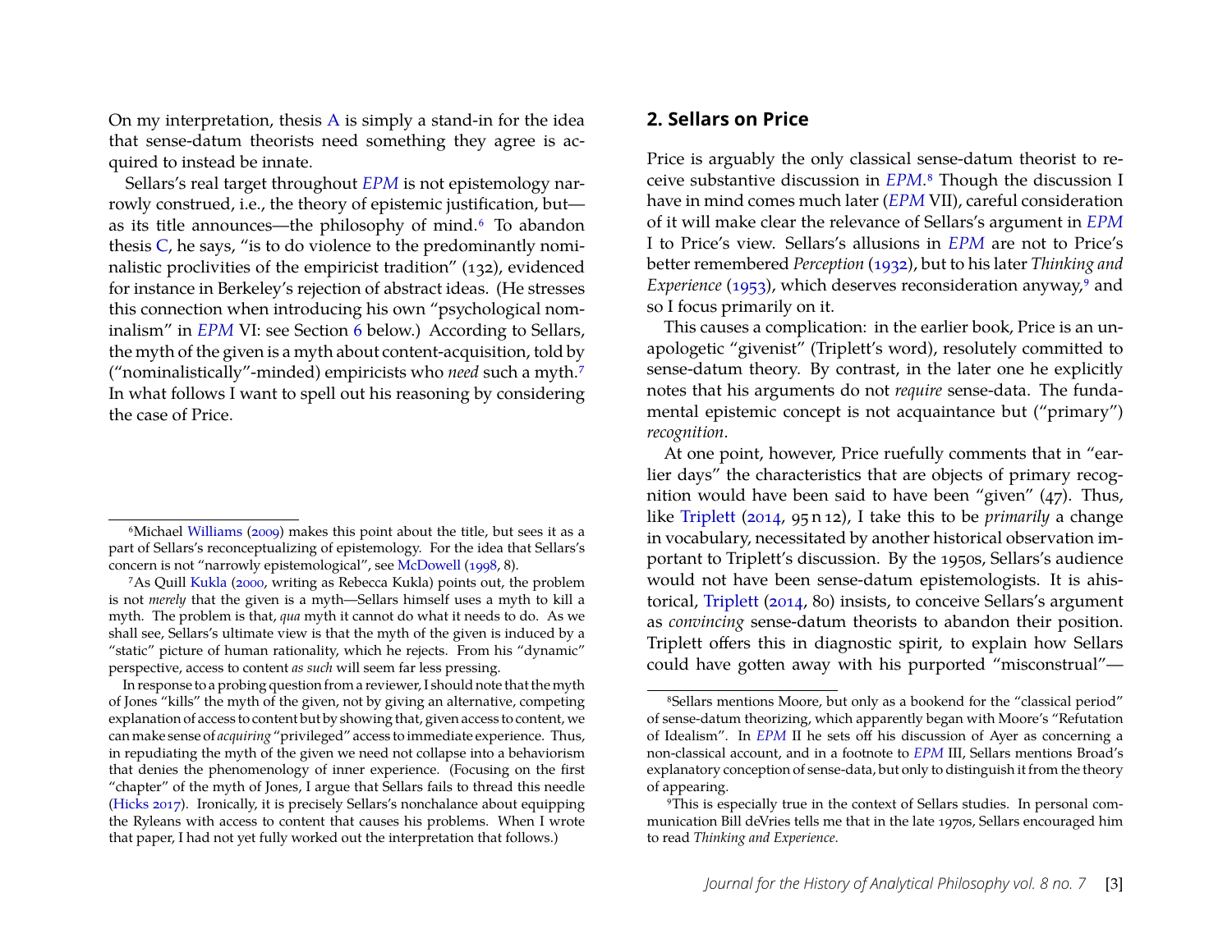On my interpretation, thesis A is simply a stand-in for the idea that sense-datum theorists need something they agree is acquired to instead be innate.

Sellars's real target throughout *EPM* is not epistemology narrowly construed, i.e., the theory of epistemic justification, but—as its title announces—the philosophy of mind.[6] To abandon thesis C, he says, "is to do violence to the predominantly nominalistic proclivities of the empiricist tradition" (132), evidenced for instance in Berkeley's rejection of abstract ideas. (He stresses this connection when introducing his own "psychological nominalism" in *EPM* VI: see Section 6 below.) According to Sellars, the myth of the given is a myth about content-acquisition, told by ("nominalistically"-minded) empiricists who *need* such a myth.[7] In what follows I want to spell out his reasoning by considering the case of Price.

## 2. Sellars on Price

Price is arguably the only classical sense-datum theorist to receive substantive discussion in *EPM*.[8] Though the discussion I have in mind comes much later (*EPM* VII), careful consideration of it will make clear the relevance of Sellars's argument in *EPM* I to Price's view. Sellars's allusions in *EPM* are not to Price's better remembered *Perception* (1932), but to his later *Thinking and Experience* (1953), which deserves reconsideration anyway,[9] and so I focus primarily on it.

This causes a complication: in the earlier book, Price is an unapologetic "givenist" (Triplett's word), resolutely committed to sense-datum theory. By contrast, in the later one he explicitly notes that his arguments do not *require* sense-data. The fundamental epistemic concept is not acquaintance but ("primary") *recognition*.

At one point, however, Price ruefully comments that in "earlier days" the characteristics that are objects of primary recognition would have been said to have been "given" (47). Thus, like Triplett (2014, 95 n 12), I take this to be *primarily* a change in vocabulary, necessitated by another historical observation important to Triplett's discussion. By the 1950s, Sellars's audience would not have been sense-datum epistemologists. It is ahistorical, Triplett (2014, 80) insists, to conceive Sellars's argument as *convincing* sense-datum theorists to abandon their position. Triplett offers this in diagnostic spirit, to explain how Sellars could have gotten away with his purported "misconstrual"—

---

[6] Michael Williams (2009) makes this point about the title, but sees it as a part of Sellars's reconceptualizing of epistemology. For the idea that Sellars's concern is not "narrowly epistemological", see McDowell (1998, 8).

[7] As Quill Kukla (2000, writing as Rebecca Kukla) points out, the problem is not *merely* that the given is a myth—Sellars himself uses a myth to kill a myth. The problem is that, *qua* myth it cannot do what it needs to do. As we shall see, Sellars's ultimate view is that the myth of the given is induced by a "static" picture of human rationality, which he rejects. From his "dynamic" perspective, access to content *as such* will seem far less pressing.

In response to a probing question from a reviewer, I should note that the myth of Jones "kills" the myth of the given, not by giving an alternative, competing explanation of access to content but by showing that, given access to content, we can make sense of *acquiring* "privileged" access to immediate experience. Thus, in repudiating the myth of the given we need not collapse into a behaviorism that denies the phenomenology of inner experience. (Focusing on the first "chapter" of the myth of Jones, I argue that Sellars fails to thread this needle (Hicks 2017). Ironically, it is precisely Sellars's nonchalance about equipping the Ryleans with access to content that causes his problems. When I wrote that paper, I had not yet fully worked out the interpretation that follows.)

[8] Sellars mentions Moore, but only as a bookend for the "classical period" of sense-datum theorizing, which apparently began with Moore's "Refutation of Idealism". In *EPM* II he sets off his discussion of Ayer as concerning a non-classical account, and in a footnote to *EPM* III, Sellars mentions Broad's explanatory conception of sense-data, but only to distinguish it from the theory of appearing.

[9] This is especially true in the context of Sellars studies. In personal communication Bill deVries tells me that in the late 1970s, Sellars encouraged him to read *Thinking and Experience*.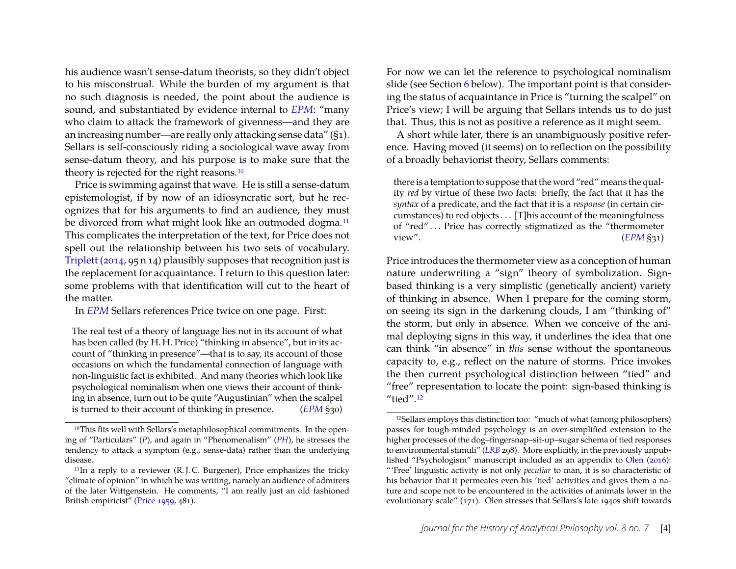his audience wasn't sense-datum theorists, so they didn't object to his misconstrual. While the burden of my argument is that no such diagnosis is needed, the point about the audience is sound, and substantiated by evidence internal to *EPM*: "many who claim to attack the framework of givenness—and they are an increasing number—are really only attacking sense data" (§1). Sellars is self-consciously riding a sociological wave away from sense-datum theory, and his purpose is to make sure that the theory is rejected for the right reasons.[10]

Price is swimming against that wave. He is still a sense-datum epistemologist, if by now of an idiosyncratic sort, but he recognizes that for his arguments to find an audience, they must be divorced from what might look like an outmoded dogma.[11] This complicates the interpretation of the text, for Price does not spell out the relationship between his two sets of vocabulary. Triplett (2014, 95 n 14) plausibly supposes that recognition just is the replacement for acquaintance. I return to this question later: some problems with that identification will cut to the heart of the matter.

In *EPM* Sellars references Price twice on one page. First:

> The real test of a theory of language lies not in its account of what has been called (by H. H. Price) "thinking in absence", but in its account of "thinking in presence"—that is to say, its account of those occasions on which the fundamental connection of language with non-linguistic fact is exhibited. And many theories which look like psychological nominalism when one views their account of thinking in absence, turn out to be quite "Augustinian" when the scalpel is turned to their account of thinking in presence. (*EPM* §30)

For now we can let the reference to psychological nominalism slide (see Section 6 below). The important point is that considering the status of acquaintance in Price is "turning the scalpel" on Price's view; I will be arguing that Sellars intends us to do just that. Thus, this is not as positive a reference as it might seem.

A short while later, there is an unambiguously positive reference. Having moved (it seems) on to reflection on the possibility of a broadly behaviorist theory, Sellars comments:

> there is a temptation to suppose that the word "red" means the quality *red* by virtue of these two facts: briefly, the fact that it has the *syntax* of a predicate, and the fact that it is a *response* (in certain circumstances) to red objects . . . [T]his account of the meaningfulness of "red" . . . Price has correctly stigmatized as the "thermometer view". (*EPM* §31)

Price introduces the thermometer view as a conception of human nature underwriting a "sign" theory of symbolization. Sign-based thinking is a very simplistic (genetically ancient) variety of thinking in absence. When I prepare for the coming storm, on seeing its sign in the darkening clouds, I am "thinking of" the storm, but only in absence. When we conceive of the animal deploying signs in this way, it underlines the idea that one can think "in absence" in *this* sense without the spontaneous capacity to, e.g., reflect on the nature of storms. Price invokes the then current psychological distinction between "tied" and "free" representation to locate the point: sign-based thinking is "tied".[12]

---

[10] This fits well with Sellars's metaphilosophical commitments. In the opening of "Particulars" (*P*), and again in "Phenomenalism" (*PH*), he stresses the tendency to attack a symptom (e.g., sense-data) rather than the underlying disease.

[11] In a reply to a reviewer (R. J. C. Burgener), Price emphasizes the tricky "climate of opinion" in which he was writing, namely an audience of admirers of the later Wittgenstein. He comments, "I am really just an old fashioned British empiricist" (Price 1959, 481).

[12] Sellars employs this distinction too: "much of what (among philosophers) passes for tough-minded psychology is an over-simplified extension to the higher processes of the dog–fingersnap–sit-up–sugar schema of tied responses to environmental stimuli" (*LRB* 298). More explicitly, in the previously unpublished "Psychologism" manuscript included as an appendix to Olen (2016): "'Free' linguistic activity is not only *peculiar* to man, it is so characteristic of his behavior that it permeates even his 'tied' activities and gives them a nature and scope not to be encountered in the activities of animals lower in the evolutionary scale" (171). Olen stresses that Sellars's late 1940s shift towards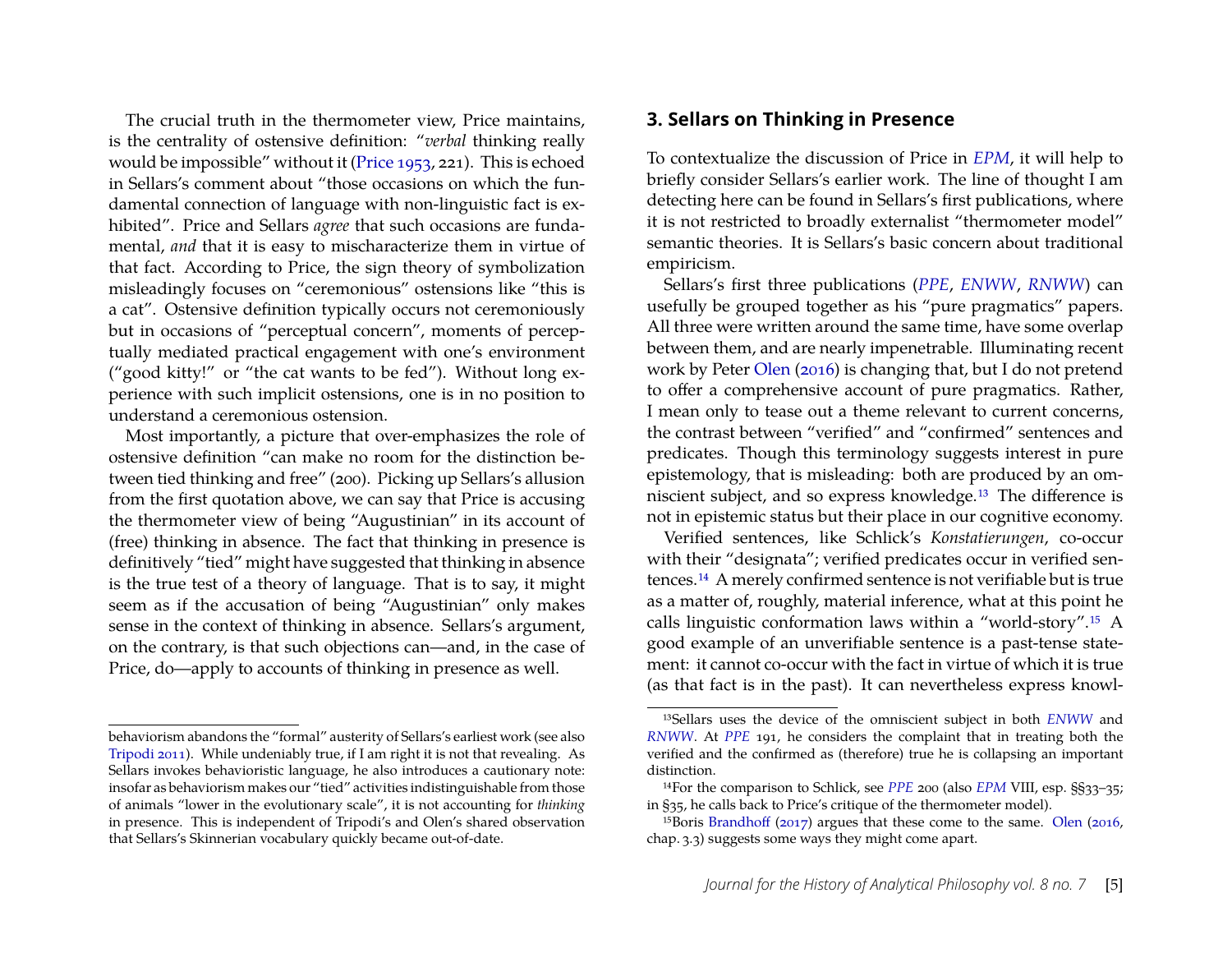The crucial truth in the thermometer view, Price maintains, is the centrality of ostensive definition: "*verbal* thinking really would be impossible" without it (Price 1953, 221). This is echoed in Sellars's comment about "those occasions on which the fundamental connection of language with non-linguistic fact is exhibited". Price and Sellars *agree* that such occasions are fundamental, *and* that it is easy to mischaracterize them in virtue of that fact. According to Price, the sign theory of symbolization misleadingly focuses on "ceremonious" ostensions like "this is a cat". Ostensive definition typically occurs not ceremoniously but in occasions of "perceptual concern", moments of perceptually mediated practical engagement with one's environment ("good kitty!" or "the cat wants to be fed"). Without long experience with such implicit ostensions, one is in no position to understand a ceremonious ostension.

Most importantly, a picture that over-emphasizes the role of ostensive definition "can make no room for the distinction between tied thinking and free" (200). Picking up Sellars's allusion from the first quotation above, we can say that Price is accusing the thermometer view of being "Augustinian" in its account of (free) thinking in absence. The fact that thinking in presence is definitively "tied" might have suggested that thinking in absence is the true test of a theory of language. That is to say, it might seem as if the accusation of being "Augustinian" only makes sense in the context of thinking in absence. Sellars's argument, on the contrary, is that such objections can—and, in the case of Price, do—apply to accounts of thinking in presence as well.

behaviorism abandons the "formal" austerity of Sellars's earliest work (see also Tripodi 2011). While undeniably true, if I am right it is not that revealing. As Sellars invokes behavioristic language, he also introduces a cautionary note: insofar as behaviorism makes our "tied" activities indistinguishable from those of animals "lower in the evolutionary scale", it is not accounting for *thinking* in presence. This is independent of Tripodi's and Olen's shared observation that Sellars's Skinnerian vocabulary quickly became out-of-date.

## 3. Sellars on Thinking in Presence

To contextualize the discussion of Price in *EPM*, it will help to briefly consider Sellars's earlier work. The line of thought I am detecting here can be found in Sellars's first publications, where it is not restricted to broadly externalist "thermometer model" semantic theories. It is Sellars's basic concern about traditional empiricism.

Sellars's first three publications (*PPE*, *ENWW*, *RNWW*) can usefully be grouped together as his "pure pragmatics" papers. All three were written around the same time, have some overlap between them, and are nearly impenetrable. Illuminating recent work by Peter Olen (2016) is changing that, but I do not pretend to offer a comprehensive account of pure pragmatics. Rather, I mean only to tease out a theme relevant to current concerns, the contrast between "verified" and "confirmed" sentences and predicates. Though this terminology suggests interest in pure epistemology, that is misleading: both are produced by an omniscient subject, and so express knowledge.[13] The difference is not in epistemic status but their place in our cognitive economy.

Verified sentences, like Schlick's *Konstatierungen*, co-occur with their "designata"; verified predicates occur in verified sentences.[14] A merely confirmed sentence is not verifiable but is true as a matter of, roughly, material inference, what at this point he calls linguistic conformation laws within a "world-story".[15] A good example of an unverifiable sentence is a past-tense statement: it cannot co-occur with the fact in virtue of which it is true (as that fact is in the past). It can nevertheless express knowl-

[13] Sellars uses the device of the omniscient subject in both *ENWW* and *RNWW*. At *PPE* 191, he considers the complaint that in treating both the verified and the confirmed as (therefore) true he is collapsing an important distinction.

[14] For the comparison to Schlick, see *PPE* 200 (also *EPM* VIII, esp. §§33–35; in §35, he calls back to Price's critique of the thermometer model).

[15] Boris Brandhoff (2017) argues that these come to the same. Olen (2016, chap. 3.3) suggests some ways they might come apart.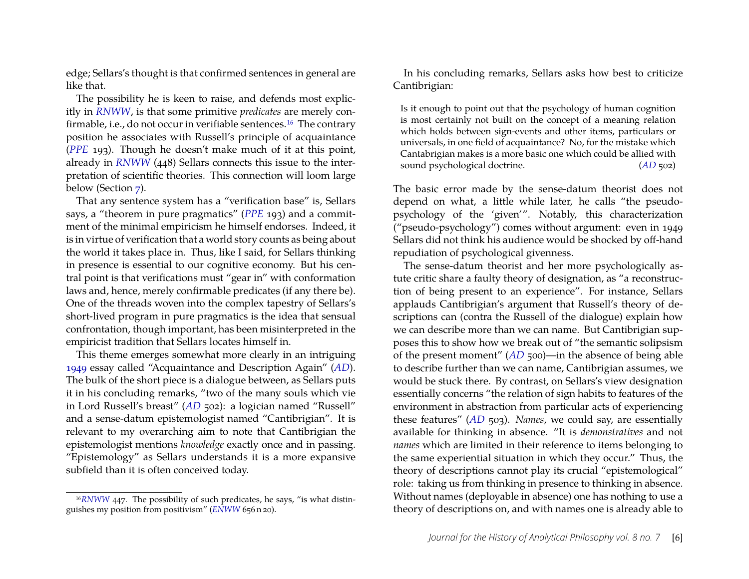edge; Sellars's thought is that confirmed sentences in general are like that.

The possibility he is keen to raise, and defends most explicitly in *RNWW*, is that some primitive *predicates* are merely confirmable, i.e., do not occur in verifiable sentences.[16] The contrary position he associates with Russell's principle of acquaintance (*PPE* 193). Though he doesn't make much of it at this point, already in *RNWW* (448) Sellars connects this issue to the interpretation of scientific theories. This connection will loom large below (Section 7).

That any sentence system has a "verification base" is, Sellars says, a "theorem in pure pragmatics" (*PPE* 193) and a commitment of the minimal empiricism he himself endorses. Indeed, it is in virtue of verification that a world story counts as being about the world it takes place in. Thus, like I said, for Sellars thinking in presence is essential to our cognitive economy. But his central point is that verifications must "gear in" with conformation laws and, hence, merely confirmable predicates (if any there be). One of the threads woven into the complex tapestry of Sellars's short-lived program in pure pragmatics is the idea that sensual confrontation, though important, has been misinterpreted in the empiricist tradition that Sellars locates himself in.

This theme emerges somewhat more clearly in an intriguing 1949 essay called "Acquaintance and Description Again" (*AD*). The bulk of the short piece is a dialogue between, as Sellars puts it in his concluding remarks, "two of the many souls which vie in Lord Russell's breast" (*AD* 502): a logician named "Russell" and a sense-datum epistemologist named "Cantibrigian". It is relevant to my overarching aim to note that Cantibrigian the epistemologist mentions *knowledge* exactly once and in passing. "Epistemology" as Sellars understands it is a more expansive subfield than it is often conceived today.

[16] *RNWW* 447. The possibility of such predicates, he says, "is what distinguishes my position from positivism" (*ENWW* 656 n 20).

In his concluding remarks, Sellars asks how best to criticize Cantibrigian:

> Is it enough to point out that the psychology of human cognition is most certainly not built on the concept of a meaning relation which holds between sign-events and other items, particulars or universals, in one field of acquaintance? No, for the mistake which Cantabrigian makes is a more basic one which could be allied with sound psychological doctrine. (*AD* 502)

The basic error made by the sense-datum theorist does not depend on what, a little while later, he calls "the pseudo-psychology of the 'given'". Notably, this characterization ("pseudo-psychology") comes without argument: even in 1949 Sellars did not think his audience would be shocked by off-hand repudiation of psychological givenness.

The sense-datum theorist and her more psychologically astute critic share a faulty theory of designation, as "a reconstruction of being present to an experience". For instance, Sellars applauds Cantibrigian's argument that Russell's theory of descriptions can (contra the Russell of the dialogue) explain how we can describe more than we can name. But Cantibrigian supposes this to show how we break out of "the semantic solipsism of the present moment" (*AD* 500)—in the absence of being able to describe further than we can name, Cantibrigian assumes, we would be stuck there. By contrast, on Sellars's view designation essentially concerns "the relation of sign habits to features of the environment in abstraction from particular acts of experiencing these features" (*AD* 503). *Names*, we could say, are essentially available for thinking in absence. "It is *demonstratives* and not *names* which are limited in their reference to items belonging to the same experiential situation in which they occur." Thus, the theory of descriptions cannot play its crucial "epistemological" role: taking us from thinking in presence to thinking in absence. Without names (deployable in absence) one has nothing to use a theory of descriptions on, and with names one is already able to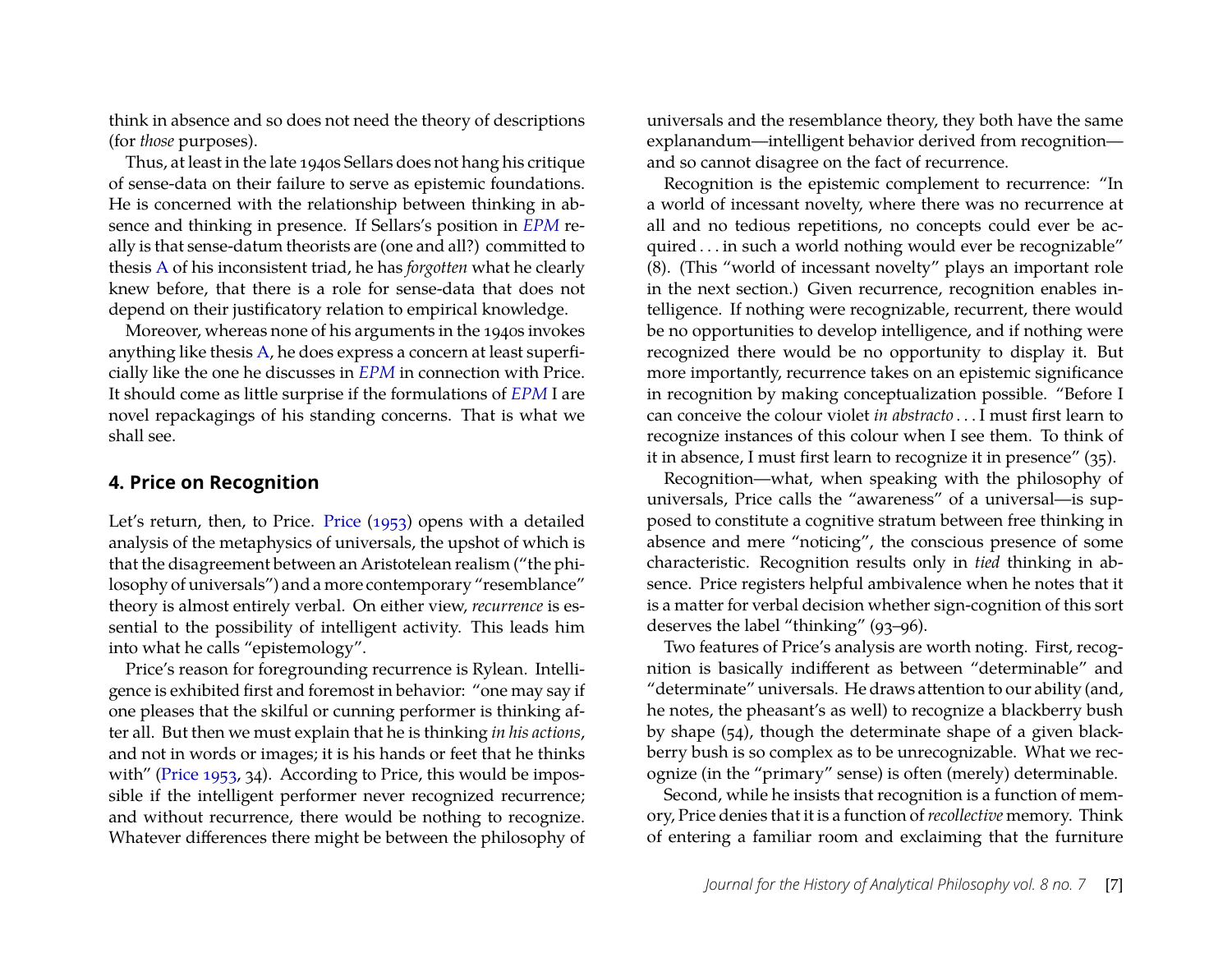think in absence and so does not need the theory of descriptions (for *those* purposes).

Thus, at least in the late 1940s Sellars does not hang his critique of sense-data on their failure to serve as epistemic foundations. He is concerned with the relationship between thinking in absence and thinking in presence. If Sellars's position in *EPM* really is that sense-datum theorists are (one and all?) committed to thesis A of his inconsistent triad, he has *forgotten* what he clearly knew before, that there is a role for sense-data that does not depend on their justificatory relation to empirical knowledge.

Moreover, whereas none of his arguments in the 1940s invokes anything like thesis A, he does express a concern at least superficially like the one he discusses in *EPM* in connection with Price. It should come as little surprise if the formulations of *EPM* I are novel repackagings of his standing concerns. That is what we shall see.

## 4. Price on Recognition

Let's return, then, to Price. Price (1953) opens with a detailed analysis of the metaphysics of universals, the upshot of which is that the disagreement between an Aristotelean realism ("the philosophy of universals") and a more contemporary "resemblance" theory is almost entirely verbal. On either view, *recurrence* is essential to the possibility of intelligent activity. This leads him into what he calls "epistemology".

Price's reason for foregrounding recurrence is Rylean. Intelligence is exhibited first and foremost in behavior: "one may say if one pleases that the skilful or cunning performer is thinking after all. But then we must explain that he is thinking *in his actions*, and not in words or images; it is his hands or feet that he thinks with" (Price 1953, 34). According to Price, this would be impossible if the intelligent performer never recognized recurrence; and without recurrence, there would be nothing to recognize. Whatever differences there might be between the philosophy of universals and the resemblance theory, they both have the same explanandum—intelligent behavior derived from recognition—and so cannot disagree on the fact of recurrence.

Recognition is the epistemic complement to recurrence: "In a world of incessant novelty, where there was no recurrence at all and no tedious repetitions, no concepts could ever be acquired . . . in such a world nothing would ever be recognizable" (8). (This "world of incessant novelty" plays an important role in the next section.) Given recurrence, recognition enables intelligence. If nothing were recognizable, recurrent, there would be no opportunities to develop intelligence, and if nothing were recognized there would be no opportunity to display it. But more importantly, recurrence takes on an epistemic significance in recognition by making conceptualization possible. "Before I can conceive the colour violet *in abstracto* . . . I must first learn to recognize instances of this colour when I see them. To think of it in absence, I must first learn to recognize it in presence" (35).

Recognition—what, when speaking with the philosophy of universals, Price calls the "awareness" of a universal—is supposed to constitute a cognitive stratum between free thinking in absence and mere "noticing", the conscious presence of some characteristic. Recognition results only in *tied* thinking in absence. Price registers helpful ambivalence when he notes that it is a matter for verbal decision whether sign-cognition of this sort deserves the label "thinking" (93–96).

Two features of Price's analysis are worth noting. First, recognition is basically indifferent as between "determinable" and "determinate" universals. He draws attention to our ability (and, he notes, the pheasant's as well) to recognize a blackberry bush by shape (54), though the determinate shape of a given blackberry bush is so complex as to be unrecognizable. What we recognize (in the "primary" sense) is often (merely) determinable.

Second, while he insists that recognition is a function of memory, Price denies that it is a function of *recollective* memory. Think of entering a familiar room and exclaiming that the furniture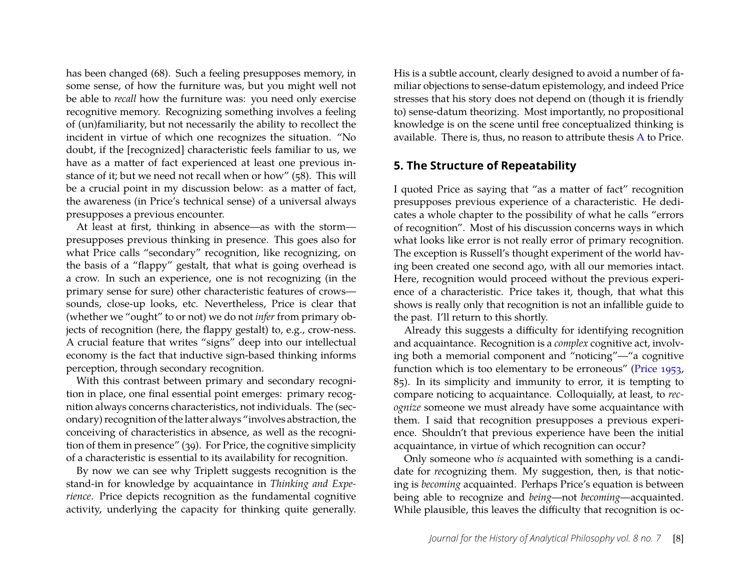has been changed (68). Such a feeling presupposes memory, in some sense, of how the furniture was, but you might well not be able to *recall* how the furniture was: you need only exercise recognitive memory. Recognizing something involves a feeling of (un)familiarity, but not necessarily the ability to recollect the incident in virtue of which one recognizes the situation. "No doubt, if the [recognized] characteristic feels familiar to us, we have as a matter of fact experienced at least one previous instance of it; but we need not recall when or how" (58). This will be a crucial point in my discussion below: as a matter of fact, the awareness (in Price's technical sense) of a universal always presupposes a previous encounter.

At least at first, thinking in absence—as with the storm—presupposes previous thinking in presence. This goes also for what Price calls "secondary" recognition, like recognizing, on the basis of a "flappy" gestalt, that what is going overhead is a crow. In such an experience, one is not recognizing (in the primary sense for sure) other characteristic features of crows—sounds, close-up looks, etc. Nevertheless, Price is clear that (whether we "ought" to or not) we do not *infer* from primary objects of recognition (here, the flappy gestalt) to, e.g., crow-ness. A crucial feature that writes "signs" deep into our intellectual economy is the fact that inductive sign-based thinking informs perception, through secondary recognition.

With this contrast between primary and secondary recognition in place, one final essential point emerges: primary recognition always concerns characteristics, not individuals. The (secondary) recognition of the latter always "involves abstraction, the conceiving of characteristics in absence, as well as the recognition of them in presence" (39). For Price, the cognitive simplicity of a characteristic is essential to its availability for recognition.

By now we can see why Triplett suggests recognition is the stand-in for knowledge by acquaintance in *Thinking and Experience*. Price depicts recognition as the fundamental cognitive activity, underlying the capacity for thinking quite generally. His is a subtle account, clearly designed to avoid a number of familiar objections to sense-datum epistemology, and indeed Price stresses that his story does not depend on (though it is friendly to) sense-datum theorizing. Most importantly, no propositional knowledge is on the scene until free conceptualized thinking is available. There is, thus, no reason to attribute thesis A to Price.

## 5. The Structure of Repeatability

I quoted Price as saying that "as a matter of fact" recognition presupposes previous experience of a characteristic. He dedicates a whole chapter to the possibility of what he calls "errors of recognition". Most of his discussion concerns ways in which what looks like error is not really error of primary recognition. The exception is Russell's thought experiment of the world having been created one second ago, with all our memories intact. Here, recognition would proceed without the previous experience of a characteristic. Price takes it, though, that what this shows is really only that recognition is not an infallible guide to the past. I'll return to this shortly.

Already this suggests a difficulty for identifying recognition and acquaintance. Recognition is a *complex* cognitive act, involving both a memorial component and "noticing"—"a cognitive function which is too elementary to be erroneous" (Price 1953, 85). In its simplicity and immunity to error, it is tempting to compare noticing to acquaintance. Colloquially, at least, to *recognize* someone we must already have some acquaintance with them. I said that recognition presupposes a previous experience. Shouldn't that previous experience have been the initial acquaintance, in virtue of which recognition can occur?

Only someone who *is* acquainted with something is a candidate for *re*cognizing them. My suggestion, then, is that noticing is *becoming* acquainted. Perhaps Price's equation is between being able to recognize and *being*—not *becoming*—acquainted. While plausible, this leaves the difficulty that recognition is oc-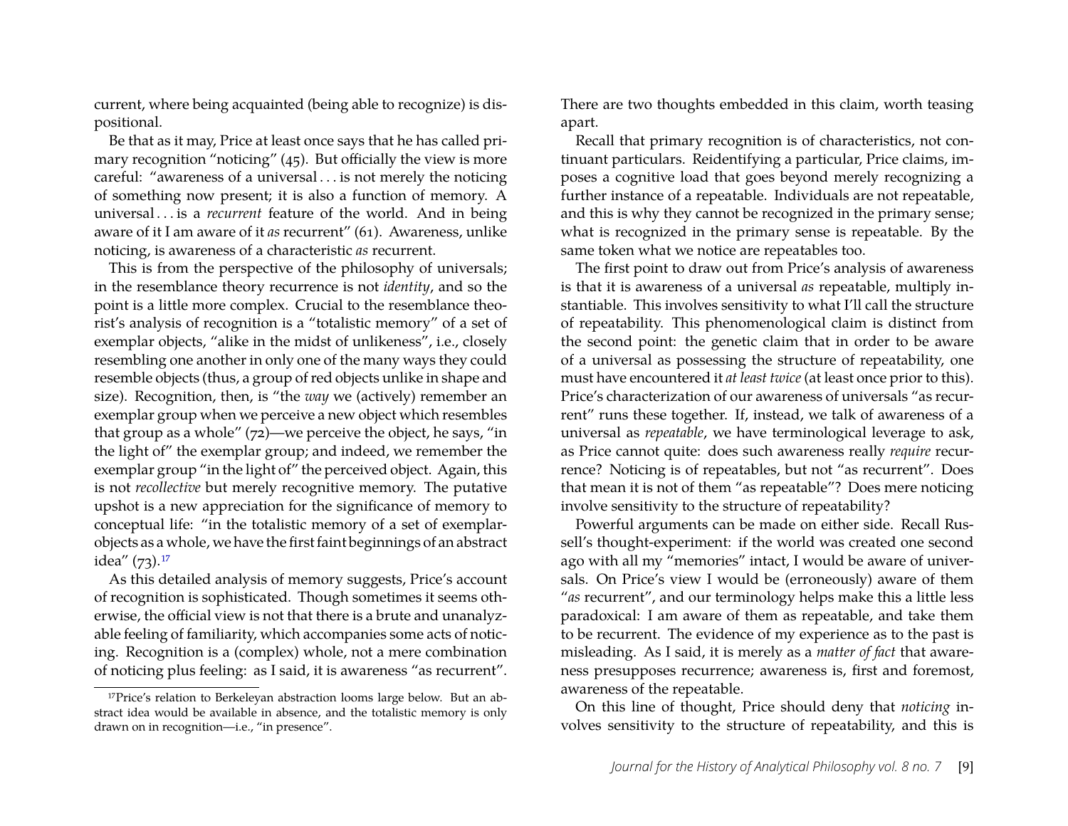current, where being acquainted (being able to recognize) is dispositional.

Be that as it may, Price at least once says that he has called primary recognition "noticing" (45). But officially the view is more careful: "awareness of a universal . . . is not merely the noticing of something now present; it is also a function of memory. A universal . . . is a *recurrent* feature of the world. And in being aware of it I am aware of it *as* recurrent" (61). Awareness, unlike noticing, is awareness of a characteristic *as* recurrent.

This is from the perspective of the philosophy of universals; in the resemblance theory recurrence is not *identity*, and so the point is a little more complex. Crucial to the resemblance theorist's analysis of recognition is a "totalistic memory" of a set of exemplar objects, "alike in the midst of unlikeness", i.e., closely resembling one another in only one of the many ways they could resemble objects (thus, a group of red objects unlike in shape and size). Recognition, then, is "the *way* we (actively) remember an exemplar group when we perceive a new object which resembles that group as a whole" (72)—we perceive the object, he says, "in the light of" the exemplar group; and indeed, we remember the exemplar group "in the light of" the perceived object. Again, this is not *recollective* but merely recognitive memory. The putative upshot is a new appreciation for the significance of memory to conceptual life: "in the totalistic memory of a set of exemplar-objects as a whole, we have the first faint beginnings of an abstract idea" (73).[17]

As this detailed analysis of memory suggests, Price's account of recognition is sophisticated. Though sometimes it seems otherwise, the official view is not that there is a brute and unanalyzable feeling of familiarity, which accompanies some acts of noticing. Recognition is a (complex) whole, not a mere combination of noticing plus feeling: as I said, it is awareness "as recurrent". There are two thoughts embedded in this claim, worth teasing apart.

Recall that primary recognition is of characteristics, not continuant particulars. Reidentifying a particular, Price claims, imposes a cognitive load that goes beyond merely recognizing a further instance of a repeatable. Individuals are not repeatable, and this is why they cannot be recognized in the primary sense; what is recognized in the primary sense is repeatable. By the same token what we notice are repeatables too.

The first point to draw out from Price's analysis of awareness is that it is awareness of a universal *as* repeatable, multiply instantiable. This involves sensitivity to what I'll call the structure of repeatability. This phenomenological claim is distinct from the second point: the genetic claim that in order to be aware of a universal as possessing the structure of repeatability, one must have encountered it *at least twice* (at least once prior to this). Price's characterization of our awareness of universals "as recurrent" runs these together. If, instead, we talk of awareness of a universal as *repeatable*, we have terminological leverage to ask, as Price cannot quite: does such awareness really *require* recurrence? Noticing is of repeatables, but not "as recurrent". Does that mean it is not of them "as repeatable"? Does mere noticing involve sensitivity to the structure of repeatability?

Powerful arguments can be made on either side. Recall Russell's thought-experiment: if the world was created one second ago with all my "memories" intact, I would be aware of universals. On Price's view I would be (erroneously) aware of them "*as* recurrent", and our terminology helps make this a little less paradoxical: I am aware of them as repeatable, and take them to be recurrent. The evidence of my experience as to the past is misleading. As I said, it is merely as a *matter of fact* that awareness presupposes recurrence; awareness is, first and foremost, awareness of the repeatable.

On this line of thought, Price should deny that *noticing* involves sensitivity to the structure of repeatability, and this is

---

[17] Price's relation to Berkeleyan abstraction looms large below. But an abstract idea would be available in absence, and the totalistic memory is only drawn on in recognition—i.e., "in presence".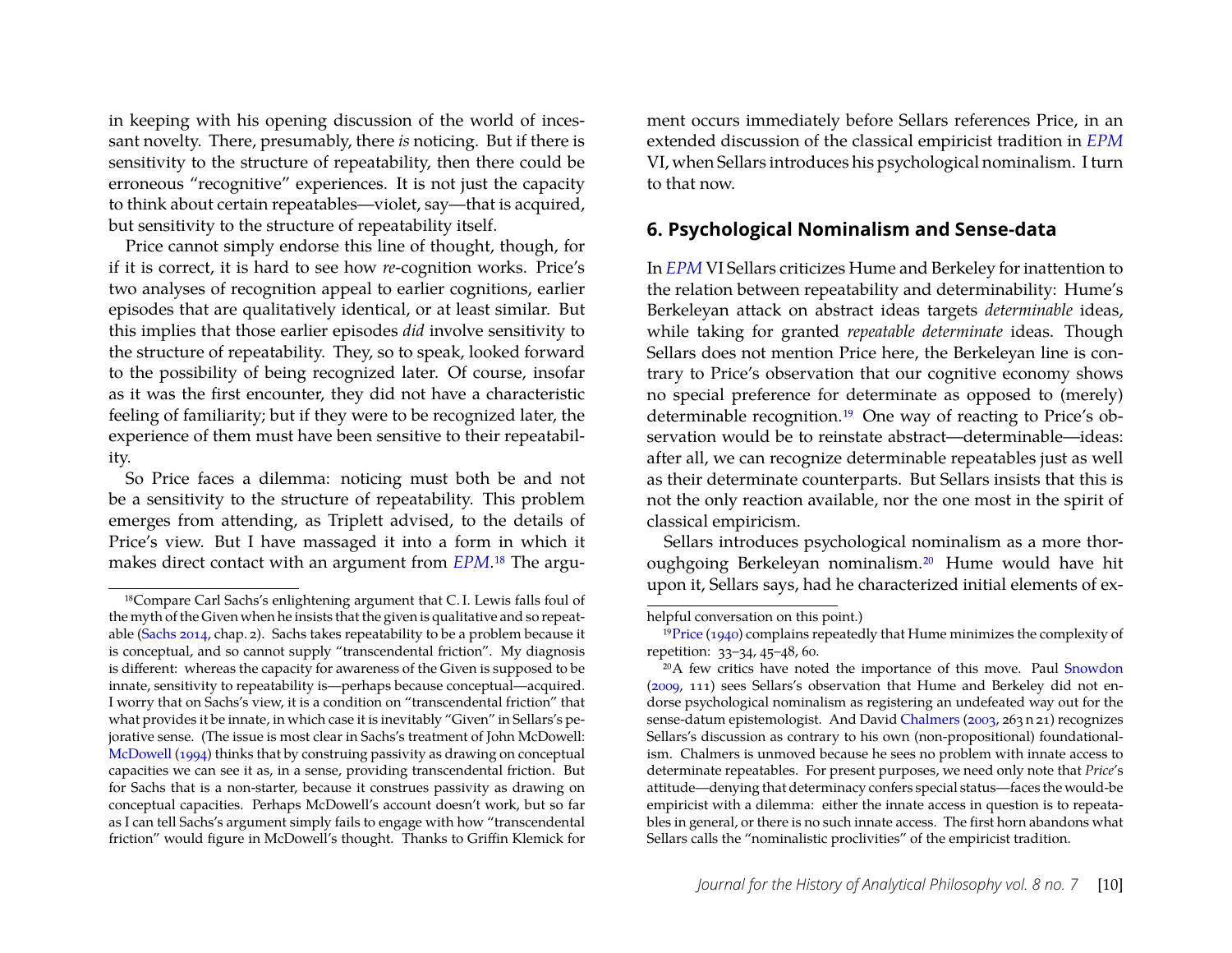in keeping with his opening discussion of the world of incessant novelty. There, presumably, there *is* noticing. But if there is sensitivity to the structure of repeatability, then there could be erroneous "recognitive" experiences. It is not just the capacity to think about certain repeatables—violet, say—that is acquired, but sensitivity to the structure of repeatability itself.

Price cannot simply endorse this line of thought, though, for if it is correct, it is hard to see how *re*-cognition works. Price's two analyses of recognition appeal to earlier cognitions, earlier episodes that are qualitatively identical, or at least similar. But this implies that those earlier episodes *did* involve sensitivity to the structure of repeatability. They, so to speak, looked forward to the possibility of being recognized later. Of course, insofar as it was the first encounter, they did not have a characteristic feeling of familiarity; but if they were to be recognized later, the experience of them must have been sensitive to their repeatability.

So Price faces a dilemma: noticing must both be and not be a sensitivity to the structure of repeatability. This problem emerges from attending, as Triplett advised, to the details of Price's view. But I have massaged it into a form in which it makes direct contact with an argument from *EPM*.[18] The argument occurs immediately before Sellars references Price, in an extended discussion of the classical empiricist tradition in *EPM* VI, when Sellars introduces his psychological nominalism. I turn to that now.

## 6. Psychological Nominalism and Sense-data

In *EPM* VI Sellars criticizes Hume and Berkeley for inattention to the relation between repeatability and determinability: Hume's Berkeleyan attack on abstract ideas targets *determinable* ideas, while taking for granted *repeatable determinate* ideas. Though Sellars does not mention Price here, the Berkeleyan line is contrary to Price's observation that our cognitive economy shows no special preference for determinate as opposed to (merely) determinable recognition.[19] One way of reacting to Price's observation would be to reinstate abstract—determinable—ideas: after all, we can recognize determinable repeatables just as well as their determinate counterparts. But Sellars insists that this is not the only reaction available, nor the one most in the spirit of classical empiricism.

Sellars introduces psychological nominalism as a more thoroughgoing Berkeleyan nominalism.[20] Hume would have hit upon it, Sellars says, had he characterized initial elements of ex-

[18]Compare Carl Sachs's enlightening argument that C. I. Lewis falls foul of the myth of the Given when he insists that the given is qualitative and so repeatable (Sachs 2014, chap. 2). Sachs takes repeatability to be a problem because it is conceptual, and so cannot supply "transcendental friction". My diagnosis is different: whereas the capacity for awareness of the Given is supposed to be innate, sensitivity to repeatability is—perhaps because conceptual—acquired. I worry that on Sachs's view, it is a condition on "transcendental friction" that what provides it be innate, in which case it is inevitably "Given" in Sellars's pejorative sense. (The issue is most clear in Sachs's treatment of John McDowell: McDowell (1994) thinks that by construing passivity as drawing on conceptual capacities we can see it as, in a sense, providing transcendental friction. But for Sachs that is a non-starter, because it construes passivity as drawing on conceptual capacities. Perhaps McDowell's account doesn't work, but so far as I can tell Sachs's argument simply fails to engage with how "transcendental friction" would figure in McDowell's thought. Thanks to Griffin Klemick for helpful conversation on this point.)

[19]Price (1940) complains repeatedly that Hume minimizes the complexity of repetition: 33–34, 45–48, 60.

[20]A few critics have noted the importance of this move. Paul Snowdon (2009, 111) sees Sellars's observation that Hume and Berkeley did not endorse psychological nominalism as registering an undefeated way out for the sense-datum epistemologist. And David Chalmers (2003, 263 n 21) recognizes Sellars's discussion as contrary to his own (non-propositional) foundationalism. Chalmers is unmoved because he sees no problem with innate access to determinate repeatables. For present purposes, we need only note that *Price*'s attitude—denying that determinacy confers special status—faces the would-be empiricist with a dilemma: either the innate access in question is to repeatables in general, or there is no such innate access. The first horn abandons what Sellars calls the "nominalistic proclivities" of the empiricist tradition.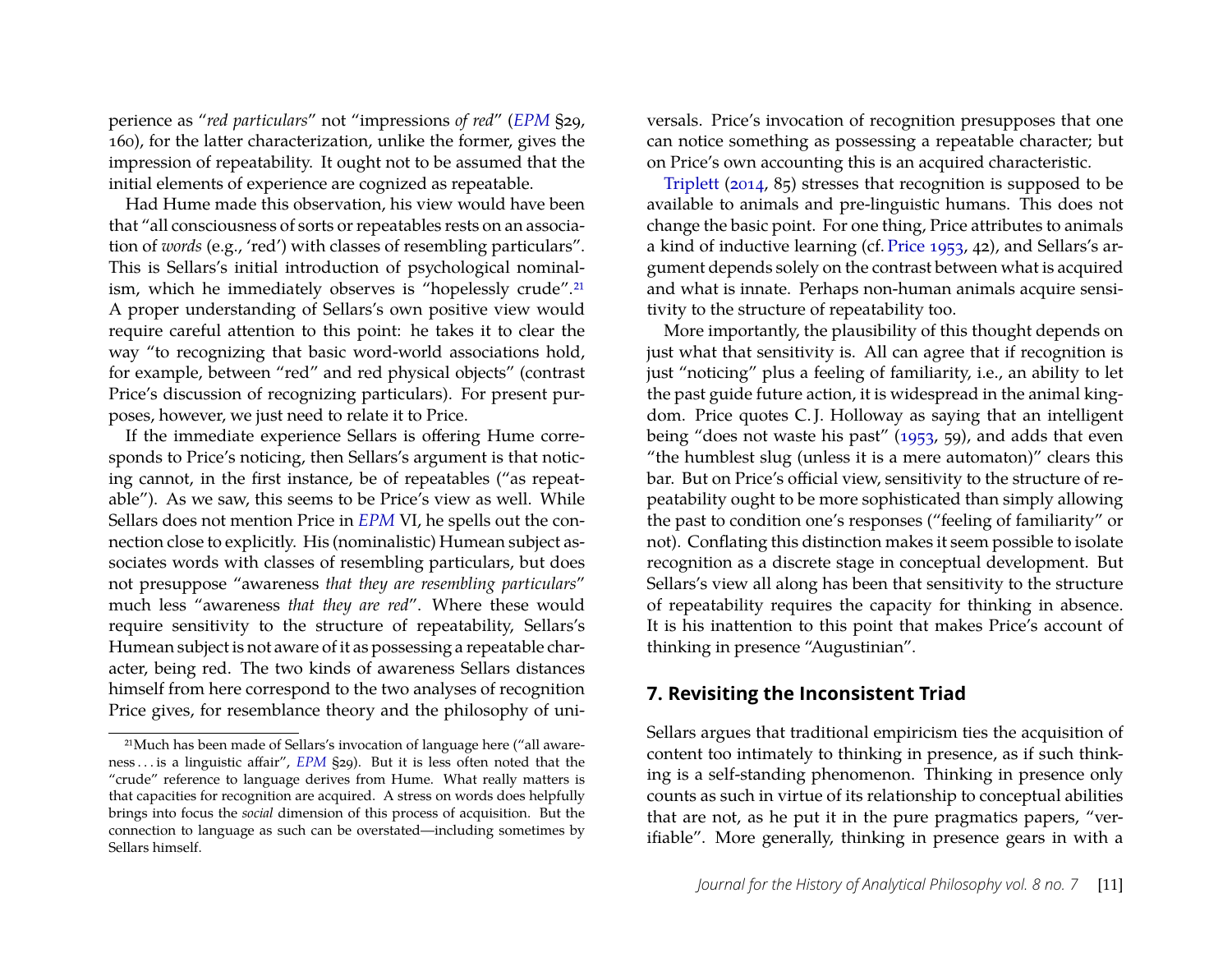perience as "*red particulars*" not "impressions *of red*" (*EPM* §29, 160), for the latter characterization, unlike the former, gives the impression of repeatability. It ought not to be assumed that the initial elements of experience are cognized as repeatable.

Had Hume made this observation, his view would have been that "all consciousness of sorts or repeatables rests on an association of *words* (e.g., 'red') with classes of resembling particulars". This is Sellars's initial introduction of psychological nominalism, which he immediately observes is "hopelessly crude".[21] A proper understanding of Sellars's own positive view would require careful attention to this point: he takes it to clear the way "to recognizing that basic word-world associations hold, for example, between "red" and red physical objects" (contrast Price's discussion of recognizing particulars). For present purposes, however, we just need to relate it to Price.

If the immediate experience Sellars is offering Hume corresponds to Price's noticing, then Sellars's argument is that noticing cannot, in the first instance, be of repeatables ("as repeatable"). As we saw, this seems to be Price's view as well. While Sellars does not mention Price in *EPM* VI, he spells out the connection close to explicitly. His (nominalistic) Humean subject associates words with classes of resembling particulars, but does not presuppose "awareness *that they are resembling particulars*" much less "awareness *that they are red*". Where these would require sensitivity to the structure of repeatability, Sellars's Humean subject is not aware of it as possessing a repeatable character, being red. The two kinds of awareness Sellars distances himself from here correspond to the two analyses of recognition Price gives, for resemblance theory and the philosophy of universals. Price's invocation of recognition presupposes that one can notice something as possessing a repeatable character; but on Price's own accounting this is an acquired characteristic.

Triplett (2014, 85) stresses that recognition is supposed to be available to animals and pre-linguistic humans. This does not change the basic point. For one thing, Price attributes to animals a kind of inductive learning (cf. Price 1953, 42), and Sellars's argument depends solely on the contrast between what is acquired and what is innate. Perhaps non-human animals acquire sensitivity to the structure of repeatability too.

More importantly, the plausibility of this thought depends on just what that sensitivity is. All can agree that if recognition is just "noticing" plus a feeling of familiarity, i.e., an ability to let the past guide future action, it is widespread in the animal kingdom. Price quotes C. J. Holloway as saying that an intelligent being "does not waste his past" (1953, 59), and adds that even "the humblest slug (unless it is a mere automaton)" clears this bar. But on Price's official view, sensitivity to the structure of repeatability ought to be more sophisticated than simply allowing the past to condition one's responses ("feeling of familiarity" or not). Conflating this distinction makes it seem possible to isolate recognition as a discrete stage in conceptual development. But Sellars's view all along has been that sensitivity to the structure of repeatability requires the capacity for thinking in absence. It is his inattention to this point that makes Price's account of thinking in presence "Augustinian".

## 7. Revisiting the Inconsistent Triad

Sellars argues that traditional empiricism ties the acquisition of content too intimately to thinking in presence, as if such thinking is a self-standing phenomenon. Thinking in presence only counts as such in virtue of its relationship to conceptual abilities that are not, as he put it in the pure pragmatics papers, "verifiable". More generally, thinking in presence gears in with a

[21] Much has been made of Sellars's invocation of language here ("all awareness . . . is a linguistic affair", *EPM* §29). But it is less often noted that the "crude" reference to language derives from Hume. What really matters is that capacities for recognition are acquired. A stress on words does helpfully brings into focus the *social* dimension of this process of acquisition. But the connection to language as such can be overstated—including sometimes by Sellars himself.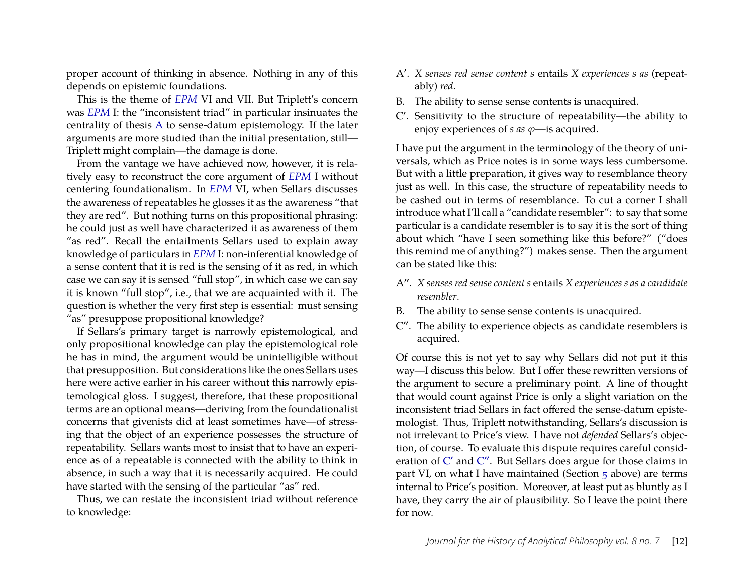proper account of thinking in absence. Nothing in any of this depends on epistemic foundations.

This is the theme of *EPM* VI and VII. But Triplett's concern was *EPM* I: the "inconsistent triad" in particular insinuates the centrality of thesis A to sense-datum epistemology. If the later arguments are more studied than the initial presentation, still—Triplett might complain—the damage is done.

From the vantage we have achieved now, however, it is relatively easy to reconstruct the core argument of *EPM* I without centering foundationalism. In *EPM* VI, when Sellars discusses the awareness of repeatables he glosses it as the awareness "that they are red". But nothing turns on this propositional phrasing: he could just as well have characterized it as awareness of them "as red". Recall the entailments Sellars used to explain away knowledge of particulars in *EPM* I: non-inferential knowledge of a sense content that it is red is the sensing of it as red, in which case we can say it is sensed "full stop", in which case we can say it is known "full stop", i.e., that we are acquainted with it. The question is whether the very first step is essential: must sensing "as" presuppose propositional knowledge?

If Sellars's primary target is narrowly epistemological, and only propositional knowledge can play the epistemological role he has in mind, the argument would be unintelligible without that presupposition. But considerations like the ones Sellars uses here were active earlier in his career without this narrowly epistemological gloss. I suggest, therefore, that these propositional terms are an optional means—deriving from the foundationalist concerns that givenists did at least sometimes have—of stressing that the object of an experience possesses the structure of repeatability. Sellars wants most to insist that to have an experience as of a repeatable is connected with the ability to think in absence, in such a way that it is necessarily acquired. He could have started with the sensing of the particular "as" red.

Thus, we can restate the inconsistent triad without reference to knowledge:

- A′. *X senses red sense content s* entails *X experiences s as* (repeatably) *red*.
- B. The ability to sense sense contents is unacquired.
- C′. Sensitivity to the structure of repeatability—the ability to enjoy experiences of *s as φ*—is acquired.

I have put the argument in the terminology of the theory of universals, which as Price notes is in some ways less cumbersome. But with a little preparation, it gives way to resemblance theory just as well. In this case, the structure of repeatability needs to be cashed out in terms of resemblance. To cut a corner I shall introduce what I'll call a "candidate resembler": to say that some particular is a candidate resembler is to say it is the sort of thing about which "have I seen something like this before?" ("does this remind me of anything?") makes sense. Then the argument can be stated like this:

- A″. *X senses red sense content s* entails *X experiences s as a candidate resembler*.
- B. The ability to sense sense contents is unacquired.
- C″. The ability to experience objects as candidate resemblers is acquired.

Of course this is not yet to say why Sellars did not put it this way—I discuss this below. But I offer these rewritten versions of the argument to secure a preliminary point. A line of thought that would count against Price is only a slight variation on the inconsistent triad Sellars in fact offered the sense-datum epistemologist. Thus, Triplett notwithstanding, Sellars's discussion is not irrelevant to Price's view. I have not *defended* Sellars's objection, of course. To evaluate this dispute requires careful consideration of C′ and C″. But Sellars does argue for those claims in part VI, on what I have maintained (Section 5 above) are terms internal to Price's position. Moreover, at least put as bluntly as I have, they carry the air of plausibility. So I leave the point there for now.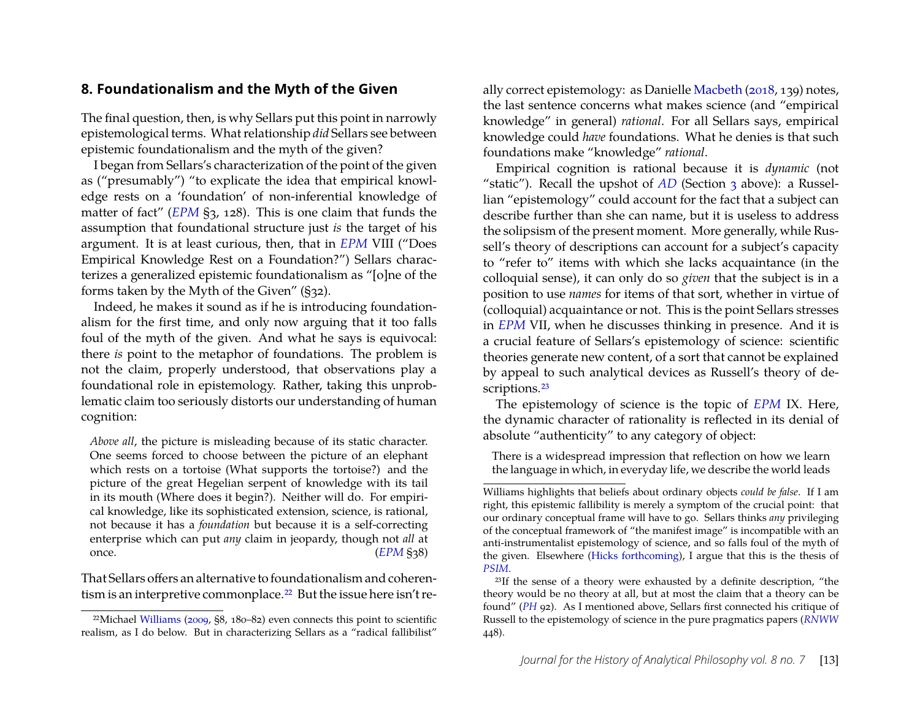## 8. Foundationalism and the Myth of the Given

The final question, then, is why Sellars put this point in narrowly epistemological terms. What relationship *did* Sellars see between epistemic foundationalism and the myth of the given?

I began from Sellars's characterization of the point of the given as ("presumably") "to explicate the idea that empirical knowledge rests on a 'foundation' of non-inferential knowledge of matter of fact" (*EPM* §3, 128). This is one claim that funds the assumption that foundational structure just *is* the target of his argument. It is at least curious, then, that in *EPM* VIII ("Does Empirical Knowledge Rest on a Foundation?") Sellars characterizes a generalized epistemic foundationalism as "[o]ne of the forms taken by the Myth of the Given" (§32).

Indeed, he makes it sound as if he is introducing foundationalism for the first time, and only now arguing that it too falls foul of the myth of the given. And what he says is equivocal: there *is* point to the metaphor of foundations. The problem is not the claim, properly understood, that observations play a foundational role in epistemology. Rather, taking this unproblematic claim too seriously distorts our understanding of human cognition:

> *Above all*, the picture is misleading because of its static character. One seems forced to choose between the picture of an elephant which rests on a tortoise (What supports the tortoise?) and the picture of the great Hegelian serpent of knowledge with its tail in its mouth (Where does it begin?). Neither will do. For empirical knowledge, like its sophisticated extension, science, is rational, not because it has a *foundation* but because it is a self-correcting enterprise which can put *any* claim in jeopardy, though not *all* at once. (*EPM* §38)

That Sellars offers an alternative to foundationalism and coherentism is an interpretive commonplace.[22] But the issue here isn't really correct epistemology: as Danielle Macbeth (2018, 139) notes, the last sentence concerns what makes science (and "empirical knowledge" in general) *rational*. For all Sellars says, empirical knowledge could *have* foundations. What he denies is that such foundations make "knowledge" *rational*.

Empirical cognition is rational because it is *dynamic* (not "static"). Recall the upshot of *AD* (Section 3 above): a Russellian "epistemology" could account for the fact that a subject can describe further than she can name, but it is useless to address the solipsism of the present moment. More generally, while Russell's theory of descriptions can account for a subject's capacity to "refer to" items with which she lacks acquaintance (in the colloquial sense), it can only do so *given* that the subject is in a position to use *names* for items of that sort, whether in virtue of (colloquial) acquaintance or not. This is the point Sellars stresses in *EPM* VII, when he discusses thinking in presence. And it is a crucial feature of Sellars's epistemology of science: scientific theories generate new content, of a sort that cannot be explained by appeal to such analytical devices as Russell's theory of descriptions.[23]

The epistemology of science is the topic of *EPM* IX. Here, the dynamic character of rationality is reflected in its denial of absolute "authenticity" to any category of object:

> There is a widespread impression that reflection on how we learn the language in which, in everyday life, we describe the world leads

[22] Michael Williams (2009, §8, 180–82) even connects this point to scientific realism, as I do below. But in characterizing Sellars as a "radical fallibilist" Williams highlights that beliefs about ordinary objects *could be false*. If I am right, this epistemic fallibility is merely a symptom of the crucial point: that our ordinary conceptual frame will have to go. Sellars thinks *any* privileging of the conceptual framework of "the manifest image" is incompatible with an anti-instrumentalist epistemology of science, and so falls foul of the myth of the given. Elsewhere (Hicks forthcoming), I argue that this is the thesis of *PSIM*.

[23] If the sense of a theory were exhausted by a definite description, "the theory would be no theory at all, but at most the claim that a theory can be found" (*PH* 92). As I mentioned above, Sellars first connected his critique of Russell to the epistemology of science in the pure pragmatics papers (*RNWW* 448).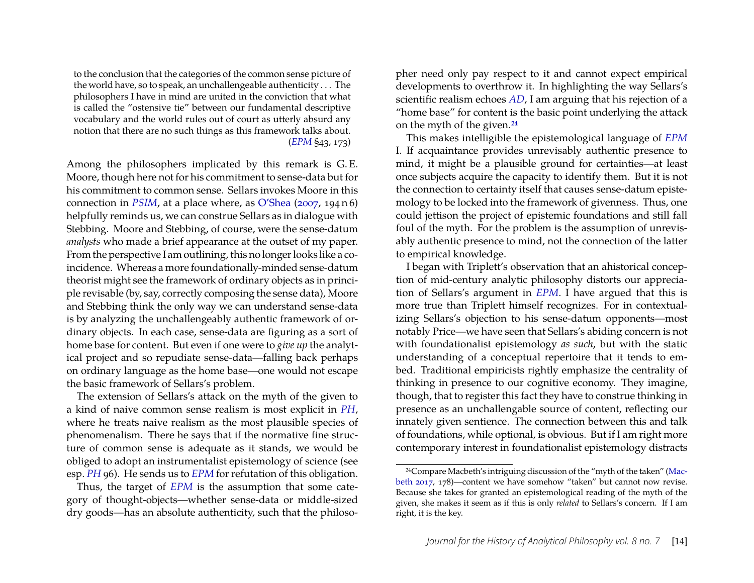> to the conclusion that the categories of the common sense picture of the world have, so to speak, an unchallengeable authenticity . . . The philosophers I have in mind are united in the conviction that what is called the "ostensive tie" between our fundamental descriptive vocabulary and the world rules out of court as utterly absurd any notion that there are no such things as this framework talks about. (*EPM* §43, 173)

Among the philosophers implicated by this remark is G. E. Moore, though here not for his commitment to sense-data but for his commitment to common sense. Sellars invokes Moore in this connection in *PSIM*, at a place where, as O'Shea (2007, 194 n 6) helpfully reminds us, we can construe Sellars as in dialogue with Stebbing. Moore and Stebbing, of course, were the sense-datum *analysts* who made a brief appearance at the outset of my paper. From the perspective I am outlining, this no longer looks like a coincidence. Whereas a more foundationally-minded sense-datum theorist might see the framework of ordinary objects as in principle revisable (by, say, correctly composing the sense data), Moore and Stebbing think the only way we can understand sense-data is by analyzing the unchallengeably authentic framework of ordinary objects. In each case, sense-data are figuring as a sort of home base for content. But even if one were to *give up* the analytical project and so repudiate sense-data—falling back perhaps on ordinary language as the home base—one would not escape the basic framework of Sellars's problem.

The extension of Sellars's attack on the myth of the given to a kind of naive common sense realism is most explicit in *PH*, where he treats naive realism as the most plausible species of phenomenalism. There he says that if the normative fine structure of common sense is adequate as it stands, we would be obliged to adopt an instrumentalist epistemology of science (see esp. *PH* 96). He sends us to *EPM* for refutation of this obligation.

Thus, the target of *EPM* is the assumption that some category of thought-objects—whether sense-data or middle-sized dry goods—has an absolute authenticity, such that the philosopher need only pay respect to it and cannot expect empirical developments to overthrow it. In highlighting the way Sellars's scientific realism echoes *AD*, I am arguing that his rejection of a "home base" for content is the basic point underlying the attack on the myth of the given.[24]

This makes intelligible the epistemological language of *EPM* I. If acquaintance provides unrevisably authentic presence to mind, it might be a plausible ground for certainties—at least once subjects acquire the capacity to identify them. But it is not the connection to certainty itself that causes sense-datum epistemology to be locked into the framework of givenness. Thus, one could jettison the project of epistemic foundations and still fall foul of the myth. For the problem is the assumption of unrevisably authentic presence to mind, not the connection of the latter to empirical knowledge.

I began with Triplett's observation that an ahistorical conception of mid-century analytic philosophy distorts our appreciation of Sellars's argument in *EPM*. I have argued that this is more true than Triplett himself recognizes. For in contextualizing Sellars's objection to his sense-datum opponents—most notably Price—we have seen that Sellars's abiding concern is not with foundationalist epistemology *as such*, but with the static understanding of a conceptual repertoire that it tends to embed. Traditional empiricists rightly emphasize the centrality of thinking in presence to our cognitive economy. They imagine, though, that to register this fact they have to construe thinking in presence as an unchallengable source of content, reflecting our innately given sentience. The connection between this and talk of foundations, while optional, is obvious. But if I am right more contemporary interest in foundationalist epistemology distracts

[24] Compare Macbeth's intriguing discussion of the "myth of the taken" (Macbeth 2017, 178)—content we have somehow "taken" but cannot now revise. Because she takes for granted an epistemological reading of the myth of the given, she makes it seem as if this is only *related* to Sellars's concern. If I am right, it is the key.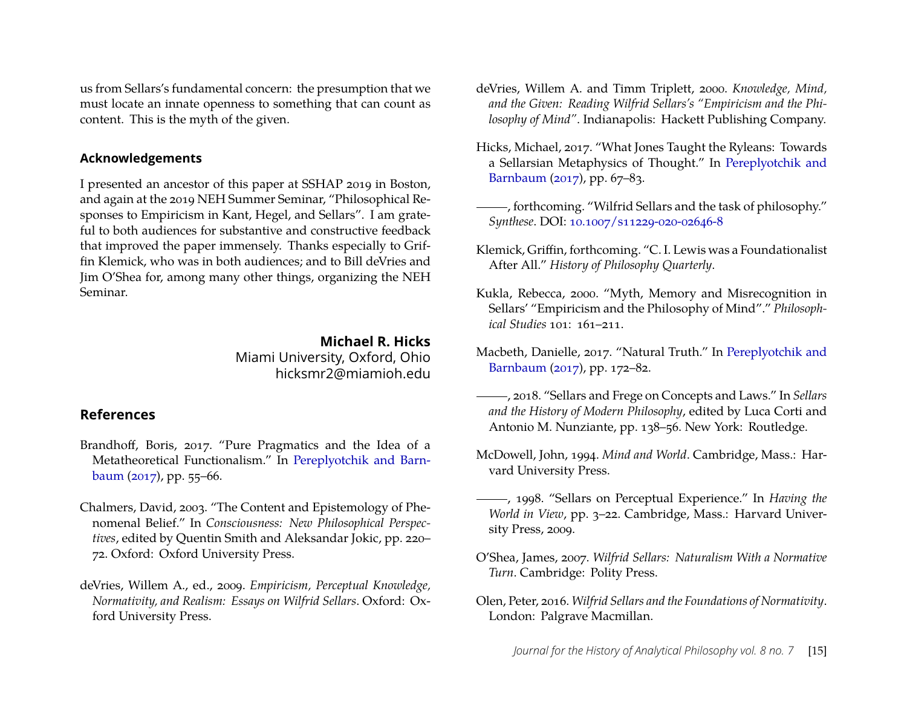us from Sellars's fundamental concern: the presumption that we must locate an innate openness to something that can count as content. This is the myth of the given.

### Acknowledgements

I presented an ancestor of this paper at SSHAP 2019 in Boston, and again at the 2019 NEH Summer Seminar, "Philosophical Responses to Empiricism in Kant, Hegel, and Sellars". I am grateful to both audiences for substantive and constructive feedback that improved the paper immensely. Thanks especially to Griffin Klemick, who was in both audiences; and to Bill deVries and Jim O'Shea for, among many other things, organizing the NEH Seminar.

**Michael R. Hicks**
Miami University, Oxford, Ohio
hicksmr2@miamioh.edu

## References

Brandhoff, Boris, 2017. "Pure Pragmatics and the Idea of a Metatheoretical Functionalism." In Pereplyotchik and Barnbaum (2017), pp. 55–66.

Chalmers, David, 2003. "The Content and Epistemology of Phenomenal Belief." In *Consciousness: New Philosophical Perspectives*, edited by Quentin Smith and Aleksandar Jokic, pp. 220–72. Oxford: Oxford University Press.

deVries, Willem A., ed., 2009. *Empiricism, Perceptual Knowledge, Normativity, and Realism: Essays on Wilfrid Sellars*. Oxford: Oxford University Press.

deVries, Willem A. and Timm Triplett, 2000. *Knowledge, Mind, and the Given: Reading Wilfrid Sellars's "Empiricism and the Philosophy of Mind"*. Indianapolis: Hackett Publishing Company.

Hicks, Michael, 2017. "What Jones Taught the Ryleans: Towards a Sellarsian Metaphysics of Thought." In Pereplyotchik and Barnbaum (2017), pp. 67–83.

———, forthcoming. "Wilfrid Sellars and the task of philosophy." *Synthese*. DOI: 10.1007/s11229-020-02646-8

Klemick, Griffin, forthcoming. "C. I. Lewis was a Foundationalist After All." *History of Philosophy Quarterly*.

Kukla, Rebecca, 2000. "Myth, Memory and Misrecognition in Sellars' "Empiricism and the Philosophy of Mind"." *Philosophical Studies* 101: 161–211.

Macbeth, Danielle, 2017. "Natural Truth." In Pereplyotchik and Barnbaum (2017), pp. 172–82.

———, 2018. "Sellars and Frege on Concepts and Laws." In *Sellars and the History of Modern Philosophy*, edited by Luca Corti and Antonio M. Nunziante, pp. 138–56. New York: Routledge.

McDowell, John, 1994. *Mind and World*. Cambridge, Mass.: Harvard University Press.

———, 1998. "Sellars on Perceptual Experience." In *Having the World in View*, pp. 3–22. Cambridge, Mass.: Harvard University Press, 2009.

O'Shea, James, 2007. *Wilfrid Sellars: Naturalism With a Normative Turn*. Cambridge: Polity Press.

Olen, Peter, 2016. *Wilfrid Sellars and the Foundations of Normativity*. London: Palgrave Macmillan.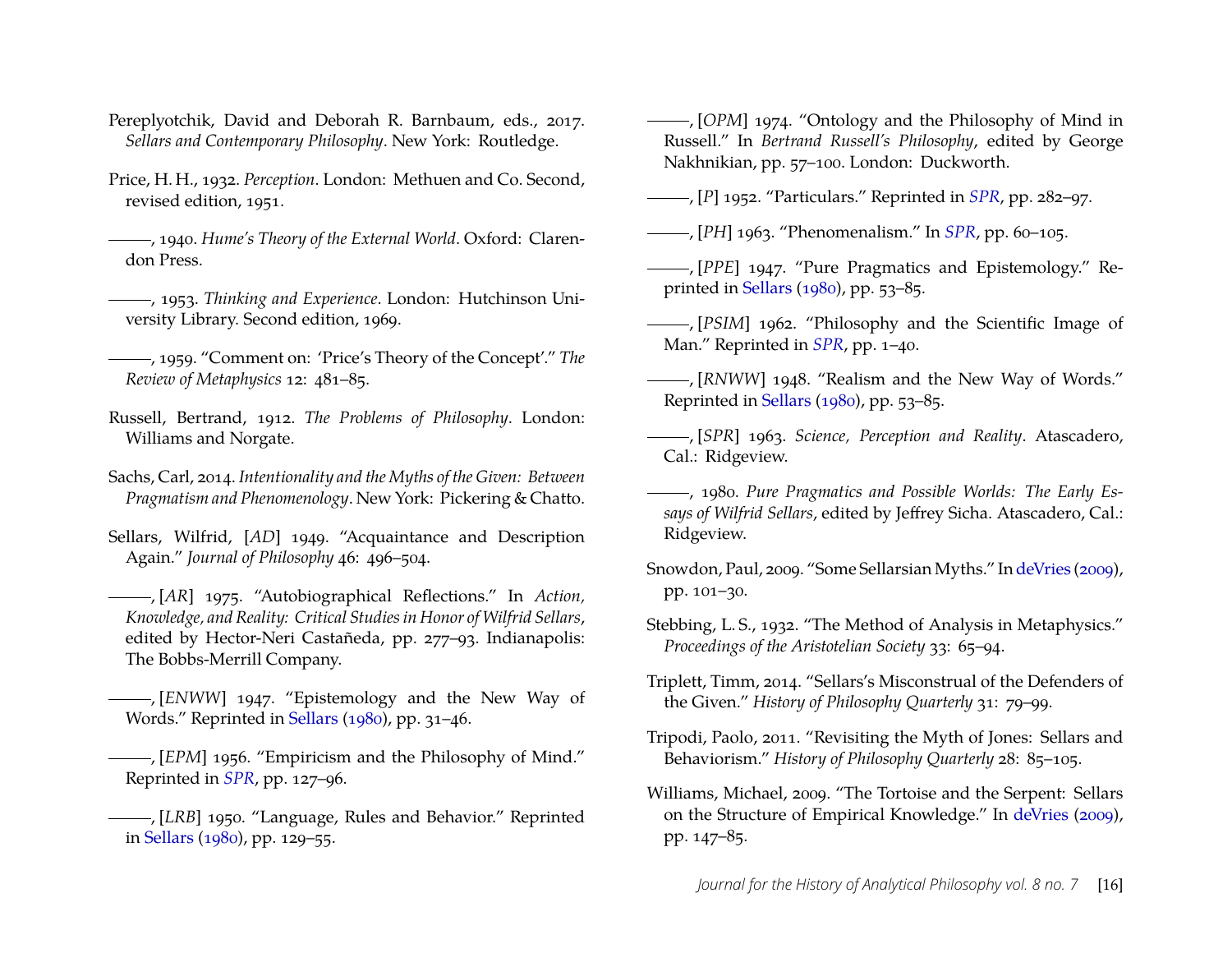Pereplyotchik, David and Deborah R. Barnbaum, eds., 2017. *Sellars and Contemporary Philosophy*. New York: Routledge.

Price, H. H., 1932. *Perception*. London: Methuen and Co. Second, revised edition, 1951.

———, 1940. *Hume's Theory of the External World*. Oxford: Clarendon Press.

———, 1953. *Thinking and Experience*. London: Hutchinson University Library. Second edition, 1969.

———, 1959. "Comment on: 'Price's Theory of the Concept'." *The Review of Metaphysics* 12: 481–85.

Russell, Bertrand, 1912. *The Problems of Philosophy*. London: Williams and Norgate.

Sachs, Carl, 2014. *Intentionality and the Myths of the Given: Between Pragmatism and Phenomenology*. New York: Pickering & Chatto.

Sellars, Wilfrid, [*AD*] 1949. "Acquaintance and Description Again." *Journal of Philosophy* 46: 496–504.

———, [*AR*] 1975. "Autobiographical Reflections." In *Action, Knowledge, and Reality: Critical Studies in Honor of Wilfrid Sellars*, edited by Hector-Neri Castañeda, pp. 277–93. Indianapolis: The Bobbs-Merrill Company.

———, [*ENWW*] 1947. "Epistemology and the New Way of Words." Reprinted in Sellars (1980), pp. 31–46.

———, [*EPM*] 1956. "Empiricism and the Philosophy of Mind." Reprinted in *SPR*, pp. 127–96.

———, [*LRB*] 1950. "Language, Rules and Behavior." Reprinted in Sellars (1980), pp. 129–55.

———, [*OPM*] 1974. "Ontology and the Philosophy of Mind in Russell." In *Bertrand Russell's Philosophy*, edited by George Nakhnikian, pp. 57–100. London: Duckworth.

———, [*P*] 1952. "Particulars." Reprinted in *SPR*, pp. 282–97.

———, [*PH*] 1963. "Phenomenalism." In *SPR*, pp. 60–105.

———, [*PPE*] 1947. "Pure Pragmatics and Epistemology." Reprinted in Sellars (1980), pp. 53–85.

———, [*PSIM*] 1962. "Philosophy and the Scientific Image of Man." Reprinted in *SPR*, pp. 1–40.

———, [*RNWW*] 1948. "Realism and the New Way of Words." Reprinted in Sellars (1980), pp. 53–85.

———, [*SPR*] 1963. *Science, Perception and Reality*. Atascadero, Cal.: Ridgeview.

———, 1980. *Pure Pragmatics and Possible Worlds: The Early Essays of Wilfrid Sellars*, edited by Jeffrey Sicha. Atascadero, Cal.: Ridgeview.

Snowdon, Paul, 2009. "Some Sellarsian Myths." In deVries (2009), pp. 101–30.

Stebbing, L. S., 1932. "The Method of Analysis in Metaphysics." *Proceedings of the Aristotelian Society* 33: 65–94.

Triplett, Timm, 2014. "Sellars's Misconstrual of the Defenders of the Given." *History of Philosophy Quarterly* 31: 79–99.

Tripodi, Paolo, 2011. "Revisiting the Myth of Jones: Sellars and Behaviorism." *History of Philosophy Quarterly* 28: 85–105.

Williams, Michael, 2009. "The Tortoise and the Serpent: Sellars on the Structure of Empirical Knowledge." In deVries (2009), pp. 147–85.